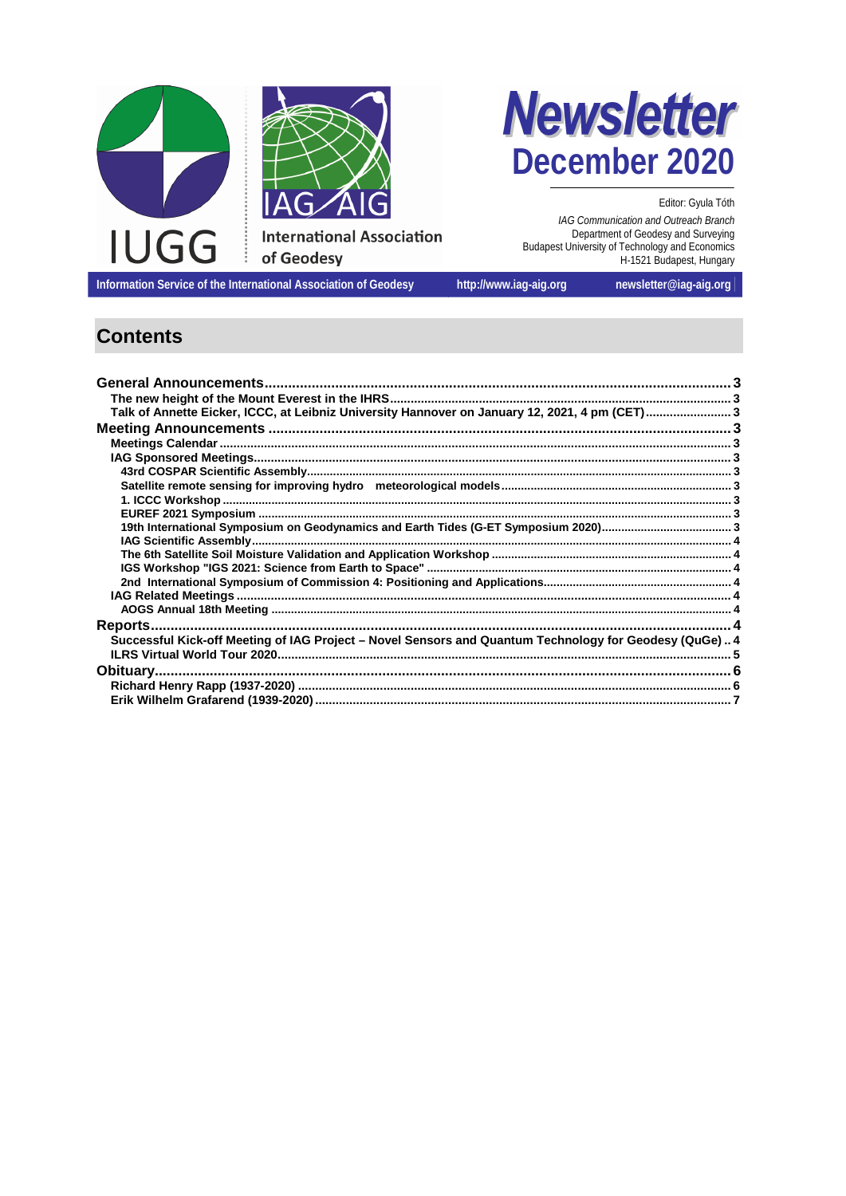IUGG

IAG/AIG

International Association of Geodesy

# Newsletter
## December 2020

Editor: Gyula Tóth

*IAG Communication and Outreach Branch*
Department of Geodesy and Surveying
Budapest University of Technology and Economics
H-1521 Budapest, Hungary

Information Service of the International Association of Geodesy | http://www.iag-aig.org | newsletter@iag-aig.org

## Contents

**General Announcements** ..... 3
- **The new height of the Mount Everest in the IHRS** ..... 3
- **Talk of Annette Eicker, ICCC, at Leibniz University Hannover on January 12, 2021, 4 pm (CET)** ..... 3

**Meeting Announcements** ..... 3
- **Meetings Calendar** ..... 3
- **IAG Sponsored Meetings** ..... 3
  - **43rd COSPAR Scientific Assembly** ..... 3
  - **Satellite remote sensing for improving hydro meteorological models** ..... 3
  - **1. ICCC Workshop** ..... 3
  - **EUREF 2021 Symposium** ..... 3
  - **19th International Symposium on Geodynamics and Earth Tides (G-ET Symposium 2020)** ..... 3
  - **IAG Scientific Assembly** ..... 4
  - **The 6th Satellite Soil Moisture Validation and Application Workshop** ..... 4
  - **IGS Workshop "IGS 2021: Science from Earth to Space"** ..... 4
  - **2nd International Symposium of Commission 4: Positioning and Applications** ..... 4
- **IAG Related Meetings** ..... 4
  - **AOGS Annual 18th Meeting** ..... 4

**Reports** ..... 4
- **Successful Kick-off Meeting of IAG Project – Novel Sensors and Quantum Technology for Geodesy (QuGe)** ..... 4
- **ILRS Virtual World Tour 2020** ..... 5

**Obituary** ..... 6
- **Richard Henry Rapp (1937-2020)** ..... 6
- **Erik Wilhelm Grafarend (1939-2020)** ..... 7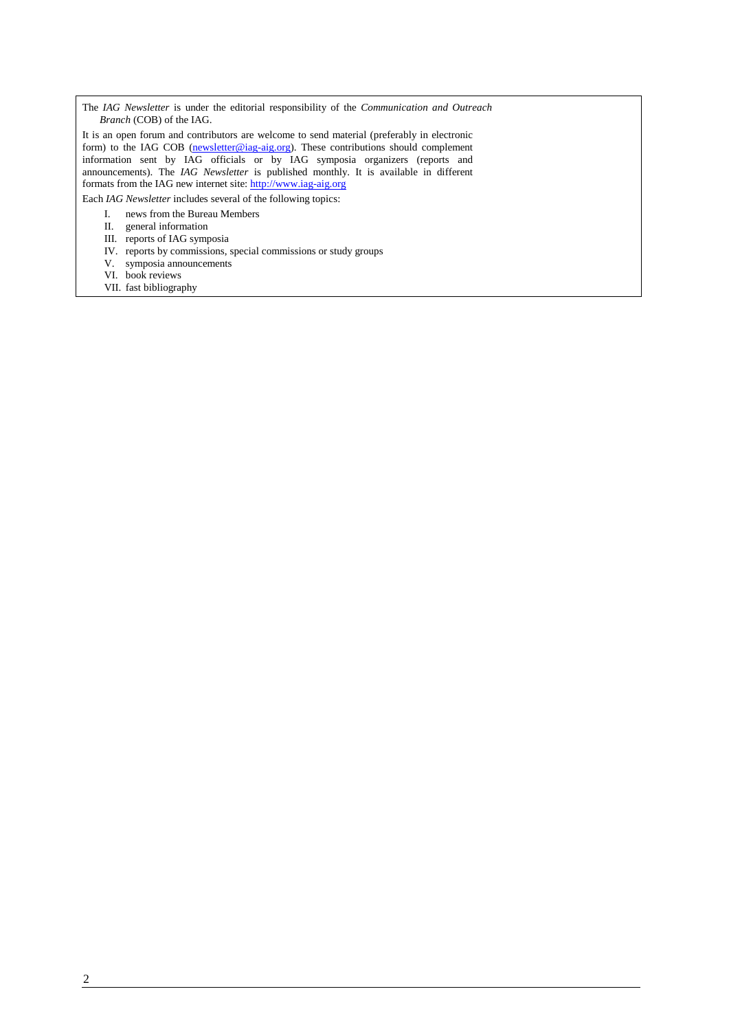The *IAG Newsletter* is under the editorial responsibility of the *Communication and Outreach Branch* (COB) of the IAG.

It is an open forum and contributors are welcome to send material (preferably in electronic form) to the IAG COB (newsletter@iag-aig.org). These contributions should complement information sent by IAG officials or by IAG symposia organizers (reports and announcements). The *IAG Newsletter* is published monthly. It is available in different formats from the IAG new internet site: http://www.iag-aig.org

Each *IAG Newsletter* includes several of the following topics:

I. news from the Bureau Members
II. general information
III. reports of IAG symposia
IV. reports by commissions, special commissions or study groups
V. symposia announcements
VI. book reviews
VII. fast bibliography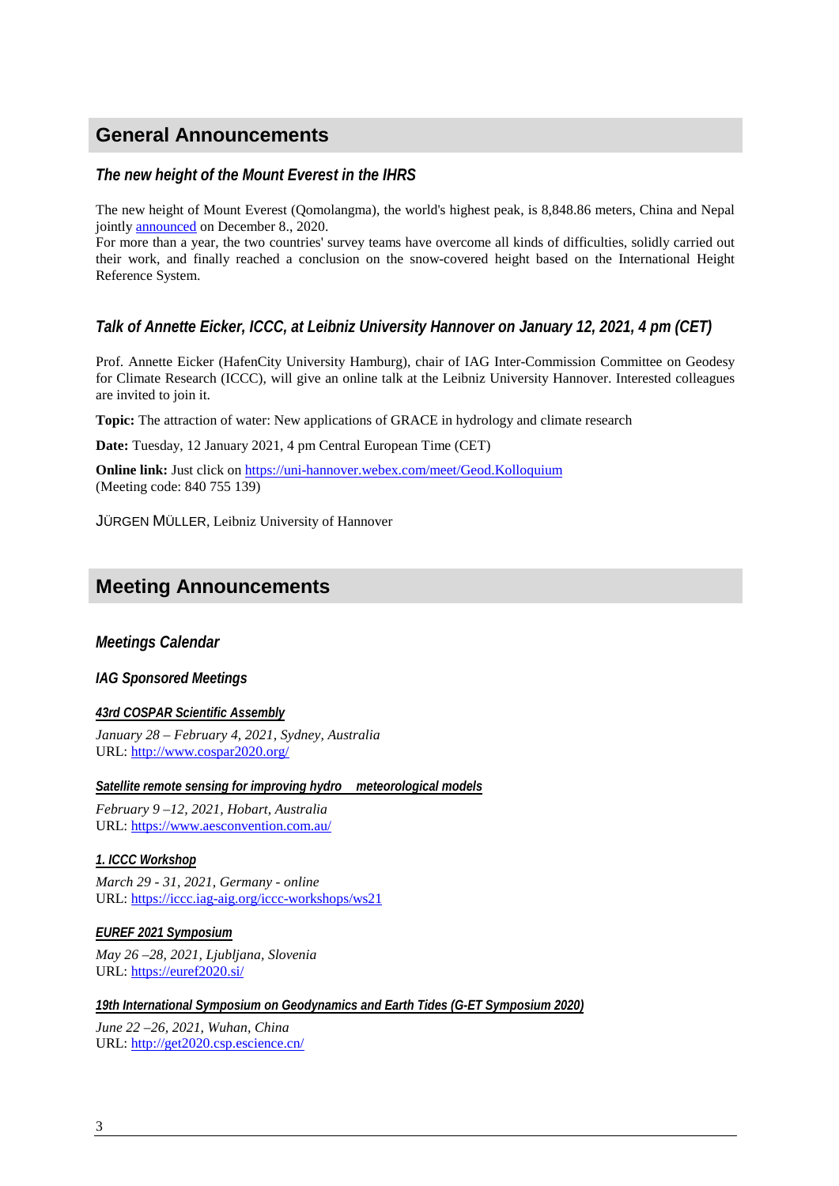## General Announcements

### *The new height of the Mount Everest in the IHRS*

The new height of Mount Everest (Qomolangma), the world's highest peak, is 8,848.86 meters, China and Nepal jointly announced on December 8., 2020.
For more than a year, the two countries' survey teams have overcome all kinds of difficulties, solidly carried out their work, and finally reached a conclusion on the snow-covered height based on the International Height Reference System.

### *Talk of Annette Eicker, ICCC, at Leibniz University Hannover on January 12, 2021, 4 pm (CET)*

Prof. Annette Eicker (HafenCity University Hamburg), chair of IAG Inter-Commission Committee on Geodesy for Climate Research (ICCC), will give an online talk at the Leibniz University Hannover. Interested colleagues are invited to join it.

**Topic:** The attraction of water: New applications of GRACE in hydrology and climate research

**Date:** Tuesday, 12 January 2021, 4 pm Central European Time (CET)

**Online link:** Just click on https://uni-hannover.webex.com/meet/Geod.Kolloquium
(Meeting code: 840 755 139)

JÜRGEN MÜLLER, Leibniz University of Hannover

## Meeting Announcements

### *Meetings Calendar*

#### *IAG Sponsored Meetings*

***43rd COSPAR Scientific Assembly***

*January 28 – February 4, 2021, Sydney, Australia*
URL: http://www.cospar2020.org/

***Satellite remote sensing for improving hydro meteorological models***

*February 9 –12, 2021, Hobart, Australia*
URL: https://www.aesconvention.com.au/

***1. ICCC Workshop***

*March 29 - 31, 2021, Germany - online*
URL: https://iccc.iag-aig.org/iccc-workshops/ws21

***EUREF 2021 Symposium***

*May 26 –28, 2021, Ljubljana, Slovenia*
URL: https://euref2020.si/

***19th International Symposium on Geodynamics and Earth Tides (G-ET Symposium 2020)***

*June 22 –26, 2021, Wuhan, China*
URL: http://get2020.csp.escience.cn/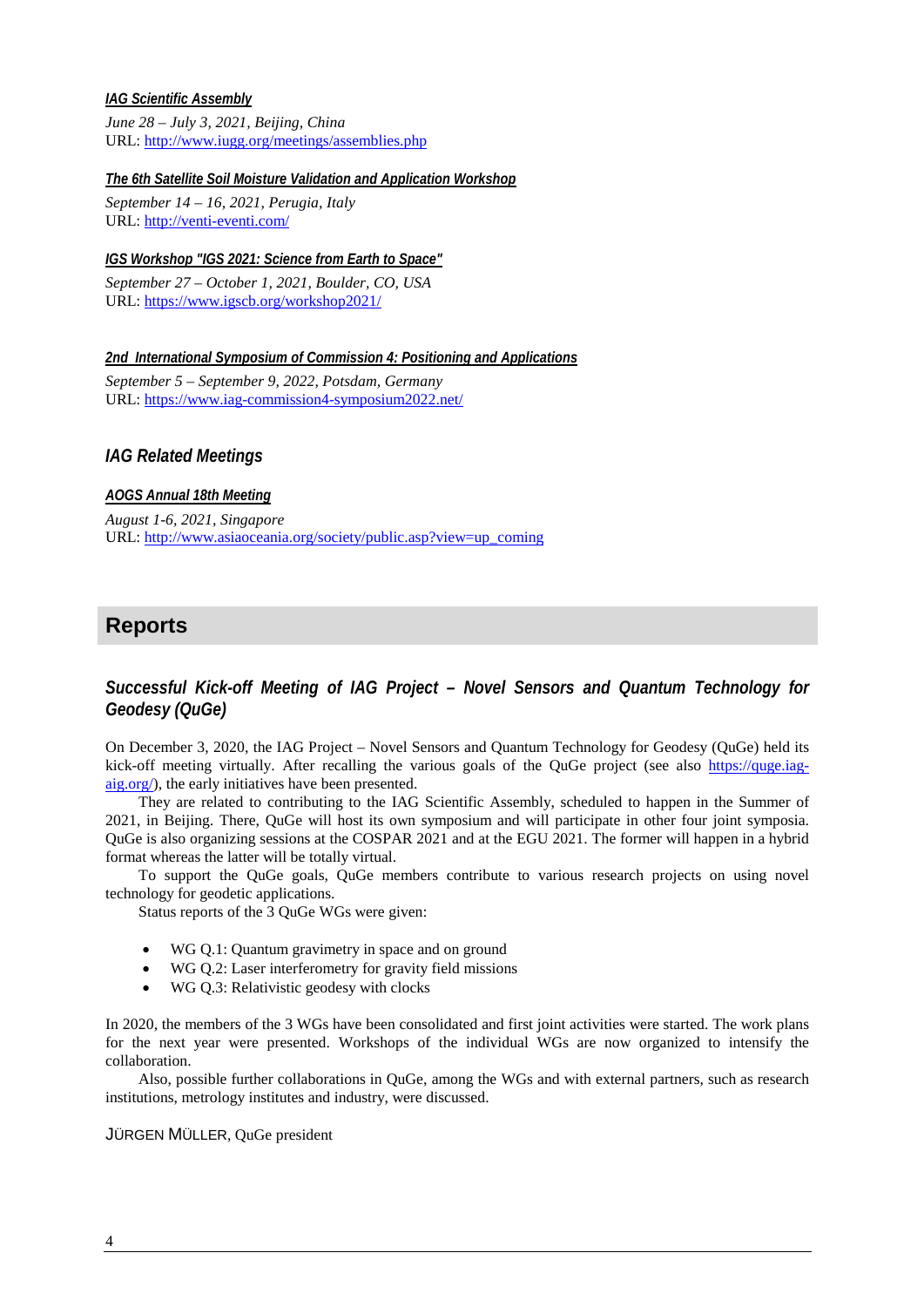#### *IAG Scientific Assembly*

*June 28 – July 3, 2021, Beijing, China*
URL: http://www.iugg.org/meetings/assemblies.php

#### *The 6th Satellite Soil Moisture Validation and Application Workshop*

*September 14 – 16, 2021, Perugia, Italy*
URL: http://venti-eventi.com/

#### *IGS Workshop "IGS 2021: Science from Earth to Space"*

*September 27 – October 1, 2021, Boulder, CO, USA*
URL: https://www.igscb.org/workshop2021/

#### *2nd International Symposium of Commission 4: Positioning and Applications*

*September 5 – September 9, 2022, Potsdam, Germany*
URL: https://www.iag-commission4-symposium2022.net/

### *IAG Related Meetings*

#### *AOGS Annual 18th Meeting*

*August 1-6, 2021, Singapore*
URL: http://www.asiaoceania.org/society/public.asp?view=up_coming

## Reports

### *Successful Kick-off Meeting of IAG Project – Novel Sensors and Quantum Technology for Geodesy (QuGe)*

On December 3, 2020, the IAG Project – Novel Sensors and Quantum Technology for Geodesy (QuGe) held its kick-off meeting virtually. After recalling the various goals of the QuGe project (see also https://quge.iag-aig.org/), the early initiatives have been presented.

They are related to contributing to the IAG Scientific Assembly, scheduled to happen in the Summer of 2021, in Beijing. There, QuGe will host its own symposium and will participate in other four joint symposia. QuGe is also organizing sessions at the COSPAR 2021 and at the EGU 2021. The former will happen in a hybrid format whereas the latter will be totally virtual.

To support the QuGe goals, QuGe members contribute to various research projects on using novel technology for geodetic applications.

Status reports of the 3 QuGe WGs were given:

- WG Q.1: Quantum gravimetry in space and on ground
- WG Q.2: Laser interferometry for gravity field missions
- WG Q.3: Relativistic geodesy with clocks

In 2020, the members of the 3 WGs have been consolidated and first joint activities were started. The work plans for the next year were presented. Workshops of the individual WGs are now organized to intensify the collaboration.

Also, possible further collaborations in QuGe, among the WGs and with external partners, such as research institutions, metrology institutes and industry, were discussed.

JÜRGEN MÜLLER, QuGe president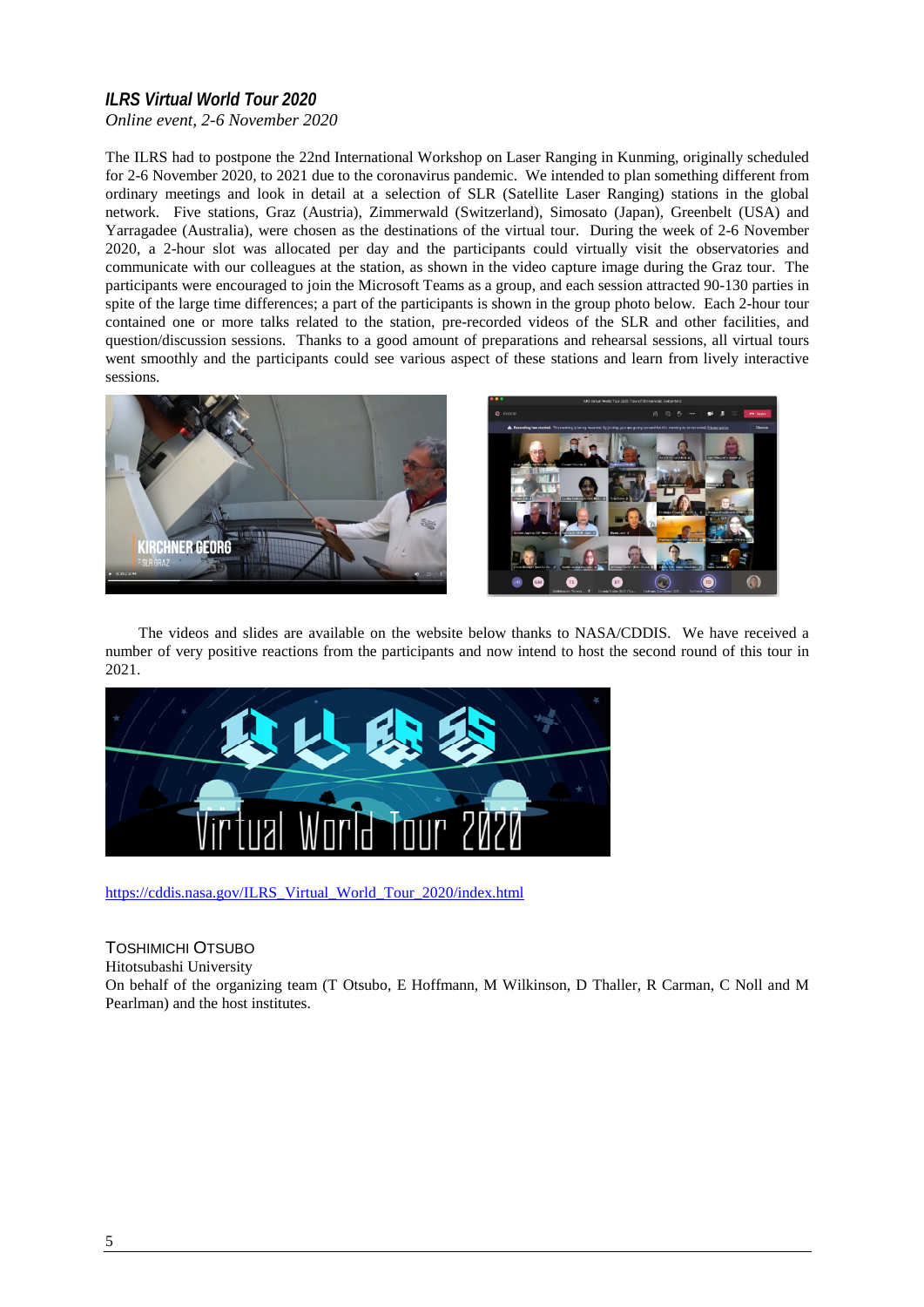### *ILRS Virtual World Tour 2020*

*Online event, 2-6 November 2020*

The ILRS had to postpone the 22nd International Workshop on Laser Ranging in Kunming, originally scheduled for 2-6 November 2020, to 2021 due to the coronavirus pandemic. We intended to plan something different from ordinary meetings and look in detail at a selection of SLR (Satellite Laser Ranging) stations in the global network. Five stations, Graz (Austria), Zimmerwald (Switzerland), Simosato (Japan), Greenbelt (USA) and Yarragadee (Australia), were chosen as the destinations of the virtual tour. During the week of 2-6 November 2020, a 2-hour slot was allocated per day and the participants could virtually visit the observatories and communicate with our colleagues at the station, as shown in the video capture image during the Graz tour. The participants were encouraged to join the Microsoft Teams as a group, and each session attracted 90-130 parties in spite of the large time differences; a part of the participants is shown in the group photo below. Each 2-hour tour contained one or more talks related to the station, pre-recorded videos of the SLR and other facilities, and question/discussion sessions. Thanks to a good amount of preparations and rehearsal sessions, all virtual tours went smoothly and the participants could see various aspect of these stations and learn from lively interactive sessions.

The videos and slides are available on the website below thanks to NASA/CDDIS. We have received a number of very positive reactions from the participants and now intend to host the second round of this tour in 2021.

https://cddis.nasa.gov/ILRS_Virtual_World_Tour_2020/index.html

TOSHIMICHI OTSUBO
Hitotsubashi University
On behalf of the organizing team (T Otsubo, E Hoffmann, M Wilkinson, D Thaller, R Carman, C Noll and M Pearlman) and the host institutes.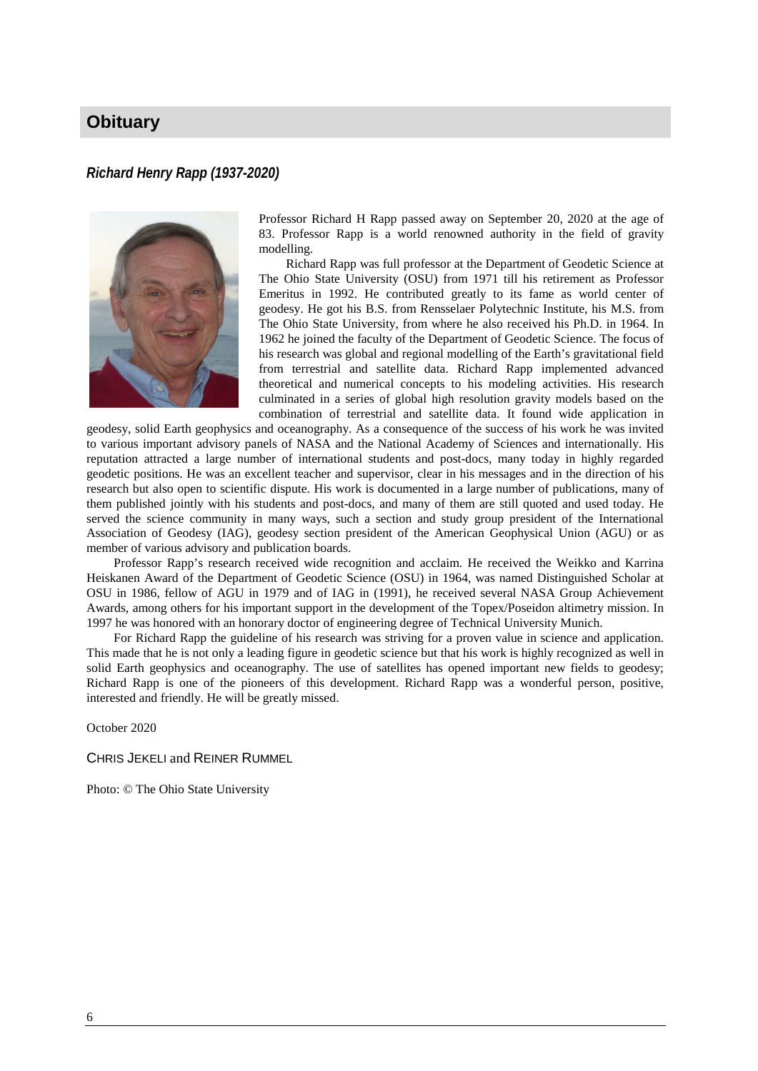# Obituary

## *Richard Henry Rapp (1937-2020)*

Professor Richard H Rapp passed away on September 20, 2020 at the age of 83. Professor Rapp is a world renowned authority in the field of gravity modelling.

Richard Rapp was full professor at the Department of Geodetic Science at The Ohio State University (OSU) from 1971 till his retirement as Professor Emeritus in 1992. He contributed greatly to its fame as world center of geodesy. He got his B.S. from Rensselaer Polytechnic Institute, his M.S. from The Ohio State University, from where he also received his Ph.D. in 1964. In 1962 he joined the faculty of the Department of Geodetic Science. The focus of his research was global and regional modelling of the Earth's gravitational field from terrestrial and satellite data. Richard Rapp implemented advanced theoretical and numerical concepts to his modeling activities. His research culminated in a series of global high resolution gravity models based on the combination of terrestrial and satellite data. It found wide application in geodesy, solid Earth geophysics and oceanography. As a consequence of the success of his work he was invited to various important advisory panels of NASA and the National Academy of Sciences and internationally. His reputation attracted a large number of international students and post-docs, many today in highly regarded geodetic positions. He was an excellent teacher and supervisor, clear in his messages and in the direction of his research but also open to scientific dispute. His work is documented in a large number of publications, many of them published jointly with his students and post-docs, and many of them are still quoted and used today. He served the science community in many ways, such a section and study group president of the International Association of Geodesy (IAG), geodesy section president of the American Geophysical Union (AGU) or as member of various advisory and publication boards.

Professor Rapp's research received wide recognition and acclaim. He received the Weikko and Karrina Heiskanen Award of the Department of Geodetic Science (OSU) in 1964, was named Distinguished Scholar at OSU in 1986, fellow of AGU in 1979 and of IAG in (1991), he received several NASA Group Achievement Awards, among others for his important support in the development of the Topex/Poseidon altimetry mission. In 1997 he was honored with an honorary doctor of engineering degree of Technical University Munich.

For Richard Rapp the guideline of his research was striving for a proven value in science and application. This made that he is not only a leading figure in geodetic science but that his work is highly recognized as well in solid Earth geophysics and oceanography. The use of satellites has opened important new fields to geodesy; Richard Rapp is one of the pioneers of this development. Richard Rapp was a wonderful person, positive, interested and friendly. He will be greatly missed.

October 2020

CHRIS JEKELI and REINER RUMMEL

Photo: © The Ohio State University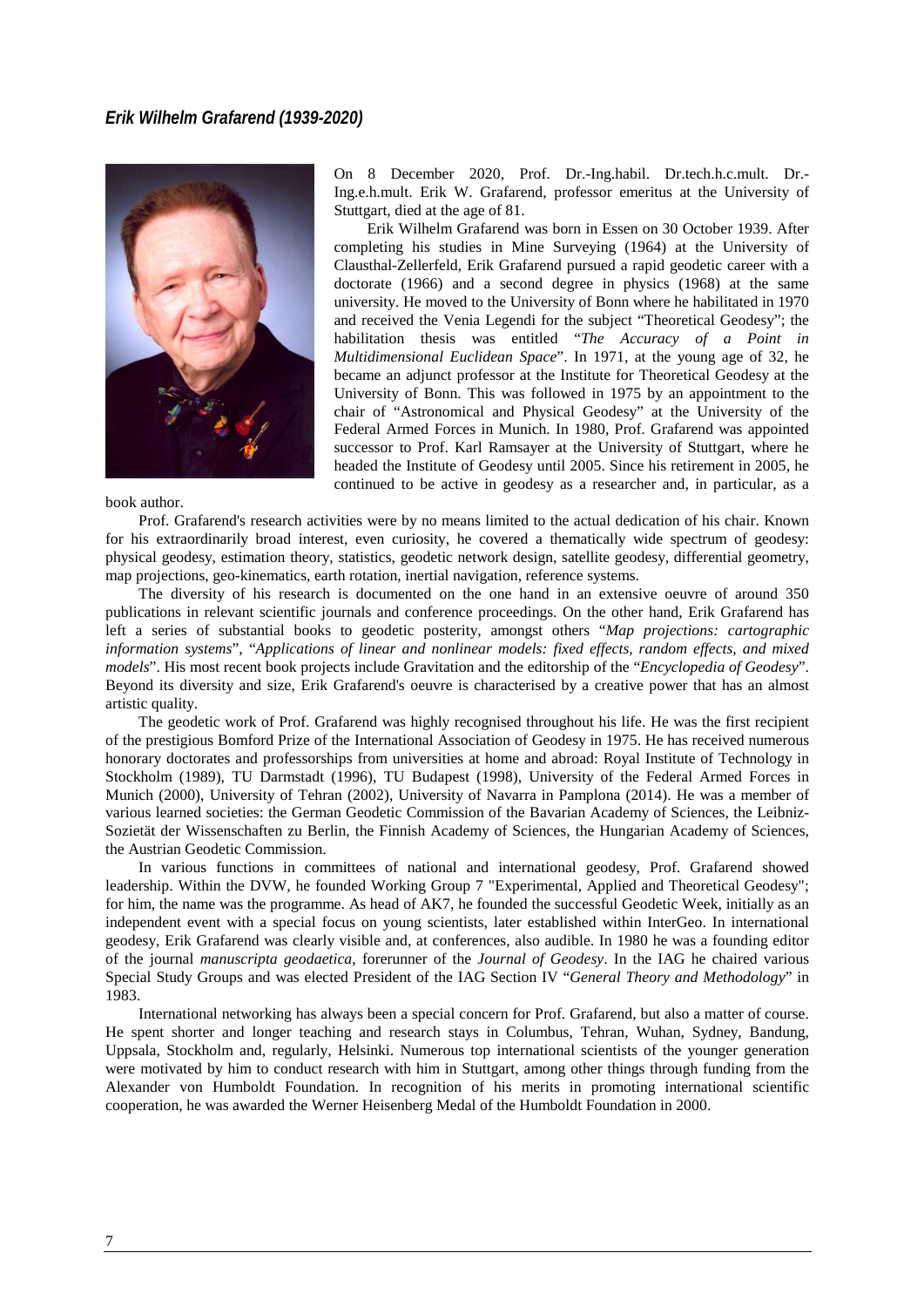### *Erik Wilhelm Grafarend (1939-2020)*

On 8 December 2020, Prof. Dr.-Ing.habil. Dr.tech.h.c.mult. Dr.-Ing.e.h.mult. Erik W. Grafarend, professor emeritus at the University of Stuttgart, died at the age of 81.

Erik Wilhelm Grafarend was born in Essen on 30 October 1939. After completing his studies in Mine Surveying (1964) at the University of Clausthal-Zellerfeld, Erik Grafarend pursued a rapid geodetic career with a doctorate (1966) and a second degree in physics (1968) at the same university. He moved to the University of Bonn where he habilitated in 1970 and received the Venia Legendi for the subject "Theoretical Geodesy"; the habilitation thesis was entitled "*The Accuracy of a Point in Multidimensional Euclidean Space*". In 1971, at the young age of 32, he became an adjunct professor at the Institute for Theoretical Geodesy at the University of Bonn. This was followed in 1975 by an appointment to the chair of "Astronomical and Physical Geodesy" at the University of the Federal Armed Forces in Munich. In 1980, Prof. Grafarend was appointed successor to Prof. Karl Ramsayer at the University of Stuttgart, where he headed the Institute of Geodesy until 2005. Since his retirement in 2005, he continued to be active in geodesy as a researcher and, in particular, as a book author.

Prof. Grafarend's research activities were by no means limited to the actual dedication of his chair. Known for his extraordinarily broad interest, even curiosity, he covered a thematically wide spectrum of geodesy: physical geodesy, estimation theory, statistics, geodetic network design, satellite geodesy, differential geometry, map projections, geo-kinematics, earth rotation, inertial navigation, reference systems.

The diversity of his research is documented on the one hand in an extensive oeuvre of around 350 publications in relevant scientific journals and conference proceedings. On the other hand, Erik Grafarend has left a series of substantial books to geodetic posterity, amongst others "*Map projections: cartographic information systems*", "*Applications of linear and nonlinear models: fixed effects, random effects, and mixed models*". His most recent book projects include Gravitation and the editorship of the "*Encyclopedia of Geodesy*". Beyond its diversity and size, Erik Grafarend's oeuvre is characterised by a creative power that has an almost artistic quality.

The geodetic work of Prof. Grafarend was highly recognised throughout his life. He was the first recipient of the prestigious Bomford Prize of the International Association of Geodesy in 1975. He has received numerous honorary doctorates and professorships from universities at home and abroad: Royal Institute of Technology in Stockholm (1989), TU Darmstadt (1996), TU Budapest (1998), University of the Federal Armed Forces in Munich (2000), University of Tehran (2002), University of Navarra in Pamplona (2014). He was a member of various learned societies: the German Geodetic Commission of the Bavarian Academy of Sciences, the Leibniz-Sozietät der Wissenschaften zu Berlin, the Finnish Academy of Sciences, the Hungarian Academy of Sciences, the Austrian Geodetic Commission.

In various functions in committees of national and international geodesy, Prof. Grafarend showed leadership. Within the DVW, he founded Working Group 7 "Experimental, Applied and Theoretical Geodesy"; for him, the name was the programme. As head of AK7, he founded the successful Geodetic Week, initially as an independent event with a special focus on young scientists, later established within InterGeo. In international geodesy, Erik Grafarend was clearly visible and, at conferences, also audible. In 1980 he was a founding editor of the journal *manuscripta geodaetica*, forerunner of the *Journal of Geodesy*. In the IAG he chaired various Special Study Groups and was elected President of the IAG Section IV "*General Theory and Methodology*" in 1983.

International networking has always been a special concern for Prof. Grafarend, but also a matter of course. He spent shorter and longer teaching and research stays in Columbus, Tehran, Wuhan, Sydney, Bandung, Uppsala, Stockholm and, regularly, Helsinki. Numerous top international scientists of the younger generation were motivated by him to conduct research with him in Stuttgart, among other things through funding from the Alexander von Humboldt Foundation. In recognition of his merits in promoting international scientific cooperation, he was awarded the Werner Heisenberg Medal of the Humboldt Foundation in 2000.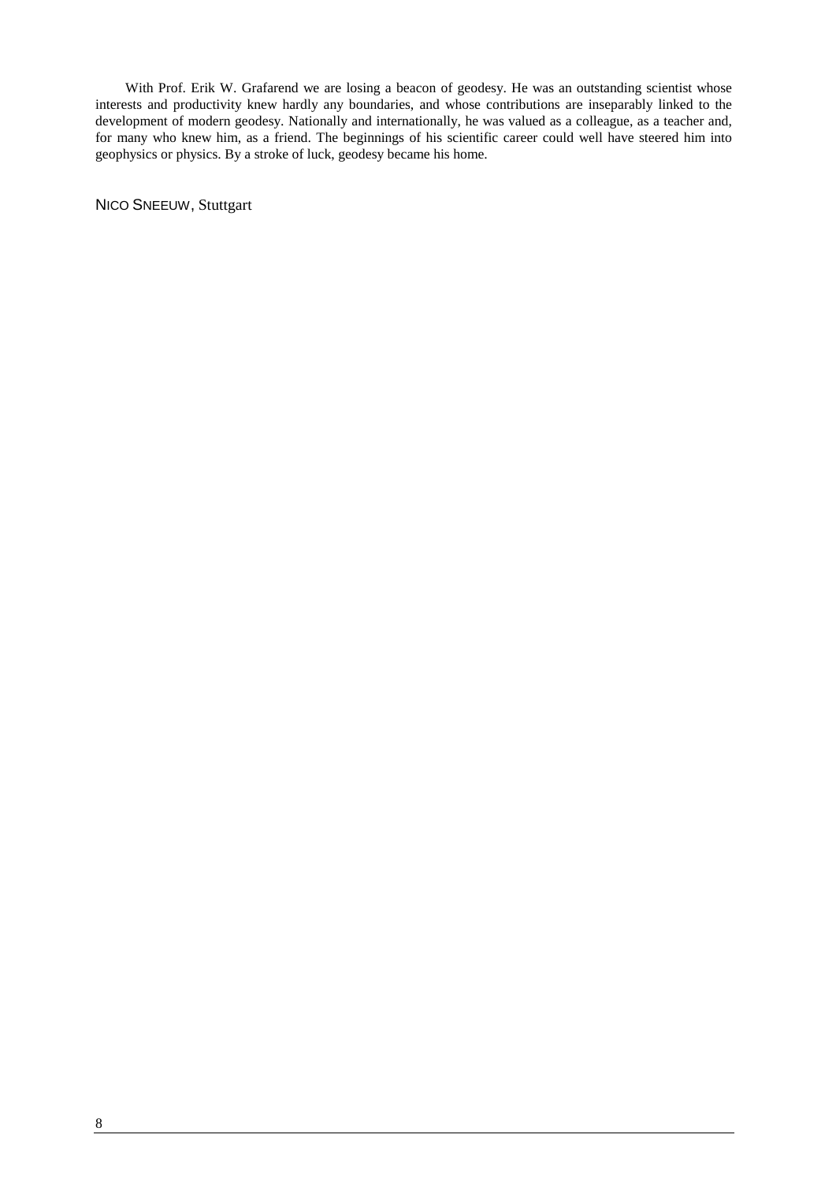With Prof. Erik W. Grafarend we are losing a beacon of geodesy. He was an outstanding scientist whose interests and productivity knew hardly any boundaries, and whose contributions are inseparably linked to the development of modern geodesy. Nationally and internationally, he was valued as a colleague, as a teacher and, for many who knew him, as a friend. The beginnings of his scientific career could well have steered him into geophysics or physics. By a stroke of luck, geodesy became his home.

NICO SNEEUW, Stuttgart